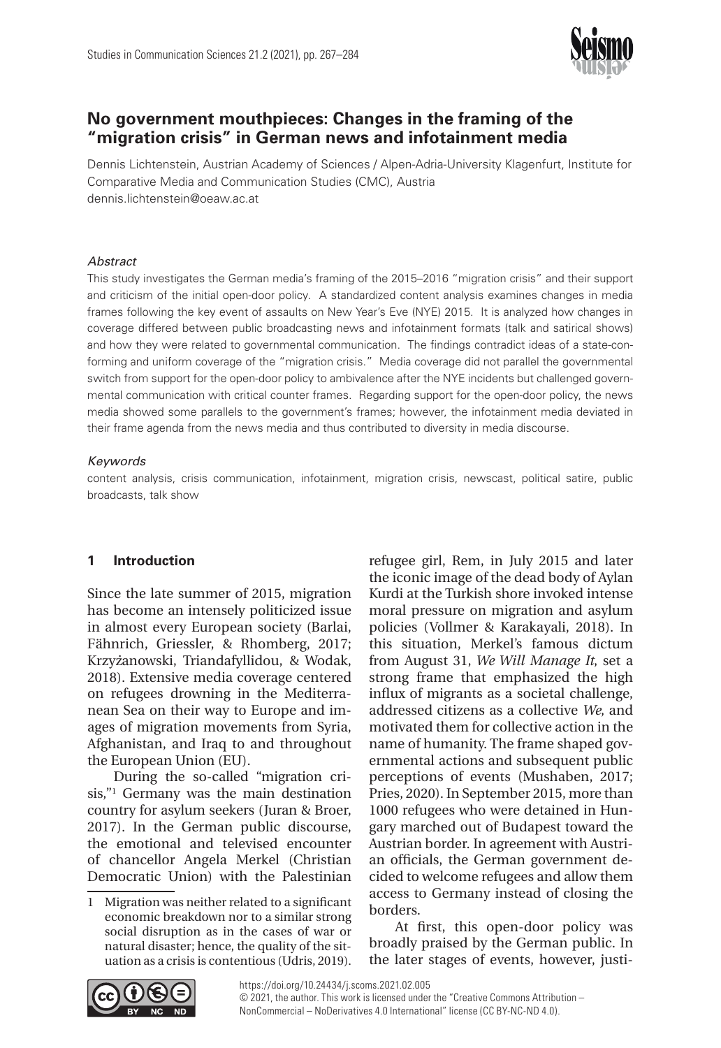# No government mouthpieces: Changes in the framing of the "migration crisis" in German news and infotainment media

Dennis Lichtenstein, Austrian Academy of Sciences / Alpen-Adria-University Klagenfurt, Institute for Comparative Media and Communication Studies (CMC), Austria
dennis.lichtenstein@oeaw.ac.at

*Abstract*

This study investigates the German media's framing of the 2015–2016 "migration crisis" and their support and criticism of the initial open-door policy. A standardized content analysis examines changes in media frames following the key event of assaults on New Year's Eve (NYE) 2015. It is analyzed how changes in coverage differed between public broadcasting news and infotainment formats (talk and satirical shows) and how they were related to governmental communication. The findings contradict ideas of a state-conforming and uniform coverage of the "migration crisis." Media coverage did not parallel the governmental switch from support for the open-door policy to ambivalence after the NYE incidents but challenged governmental communication with critical counter frames. Regarding support for the open-door policy, the news media showed some parallels to the government's frames; however, the infotainment media deviated in their frame agenda from the news media and thus contributed to diversity in media discourse.

*Keywords*

content analysis, crisis communication, infotainment, migration crisis, newscast, political satire, public broadcasts, talk show

## 1 Introduction

Since the late summer of 2015, migration has become an intensely politicized issue in almost every European society (Barlai, Fähnrich, Griessler, & Rhomberg, 2017; Krzyżanowski, Triandafyllidou, & Wodak, 2018). Extensive media coverage centered on refugees drowning in the Mediterranean Sea on their way to Europe and images of migration movements from Syria, Afghanistan, and Iraq to and throughout the European Union (EU).

During the so-called "migration crisis,"[1] Germany was the main destination country for asylum seekers (Juran & Broer, 2017). In the German public discourse, the emotional and televised encounter of chancellor Angela Merkel (Christian Democratic Union) with the Palestinian refugee girl, Rem, in July 2015 and later the iconic image of the dead body of Aylan Kurdi at the Turkish shore invoked intense moral pressure on migration and asylum policies (Vollmer & Karakayali, 2018). In this situation, Merkel's famous dictum from August 31, *We Will Manage It*, set a strong frame that emphasized the high influx of migrants as a societal challenge, addressed citizens as a collective *We*, and motivated them for collective action in the name of humanity. The frame shaped governmental actions and subsequent public perceptions of events (Mushaben, 2017; Pries, 2020). In September 2015, more than 1000 refugees who were detained in Hungary marched out of Budapest toward the Austrian border. In agreement with Austrian officials, the German government decided to welcome refugees and allow them access to Germany instead of closing the borders.

At first, this open-door policy was broadly praised by the German public. In the later stages of events, however, justi-

[1] Migration was neither related to a significant economic breakdown nor to a similar strong social disruption as in the cases of war or natural disaster; hence, the quality of the situation as a crisis is contentious (Udris, 2019).

https://doi.org/10.24434/j.scoms.2021.02.005
© 2021, the author. This work is licensed under the "Creative Commons Attribution – NonCommercial – NoDerivatives 4.0 International" license (CC BY-NC-ND 4.0).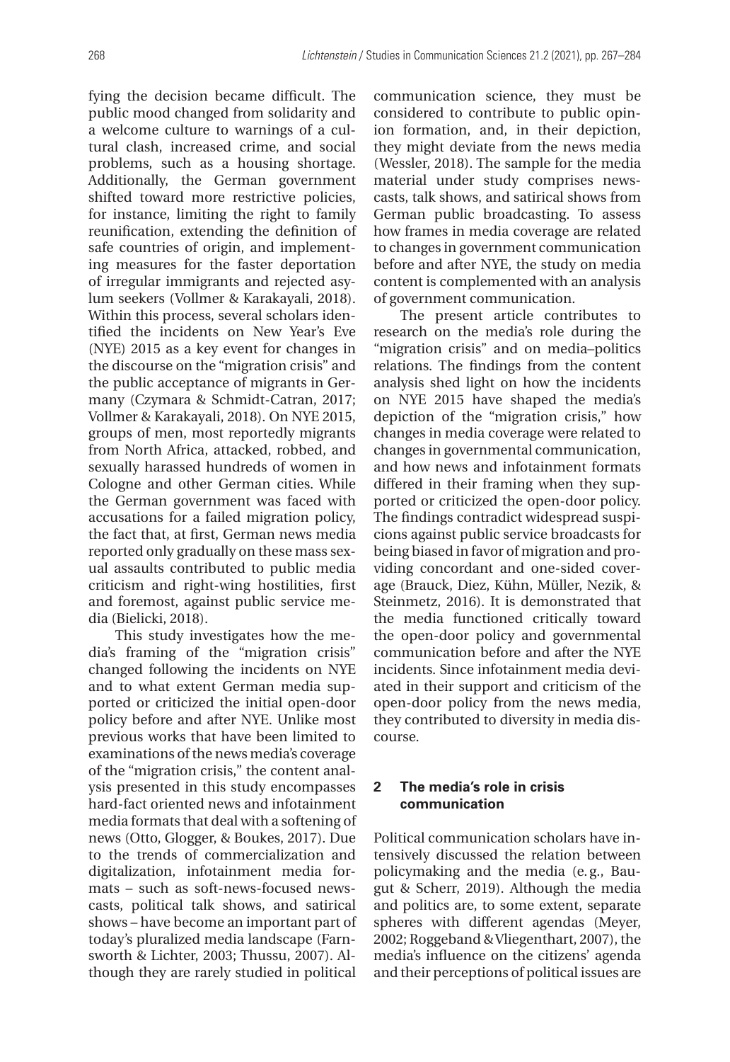fying the decision became difficult. The public mood changed from solidarity and a welcome culture to warnings of a cultural clash, increased crime, and social problems, such as a housing shortage. Additionally, the German government shifted toward more restrictive policies, for instance, limiting the right to family reunification, extending the definition of safe countries of origin, and implementing measures for the faster deportation of irregular immigrants and rejected asylum seekers (Vollmer & Karakayali, 2018). Within this process, several scholars identified the incidents on New Year's Eve (NYE) 2015 as a key event for changes in the discourse on the "migration crisis" and the public acceptance of migrants in Germany (Czymara & Schmidt-Catran, 2017; Vollmer & Karakayali, 2018). On NYE 2015, groups of men, most reportedly migrants from North Africa, attacked, robbed, and sexually harassed hundreds of women in Cologne and other German cities. While the German government was faced with accusations for a failed migration policy, the fact that, at first, German news media reported only gradually on these mass sexual assaults contributed to public media criticism and right-wing hostilities, first and foremost, against public service media (Bielicki, 2018).

This study investigates how the media's framing of the "migration crisis" changed following the incidents on NYE and to what extent German media supported or criticized the initial open-door policy before and after NYE. Unlike most previous works that have been limited to examinations of the news media's coverage of the "migration crisis," the content analysis presented in this study encompasses hard-fact oriented news and infotainment media formats that deal with a softening of news (Otto, Glogger, & Boukes, 2017). Due to the trends of commercialization and digitalization, infotainment media formats – such as soft-news-focused newscasts, political talk shows, and satirical shows – have become an important part of today's pluralized media landscape (Farnsworth & Lichter, 2003; Thussu, 2007). Although they are rarely studied in political communication science, they must be considered to contribute to public opinion formation, and, in their depiction, they might deviate from the news media (Wessler, 2018). The sample for the media material under study comprises newscasts, talk shows, and satirical shows from German public broadcasting. To assess how frames in media coverage are related to changes in government communication before and after NYE, the study on media content is complemented with an analysis of government communication.

The present article contributes to research on the media's role during the "migration crisis" and on media–politics relations. The findings from the content analysis shed light on how the incidents on NYE 2015 have shaped the media's depiction of the "migration crisis," how changes in media coverage were related to changes in governmental communication, and how news and infotainment formats differed in their framing when they supported or criticized the open-door policy. The findings contradict widespread suspicions against public service broadcasts for being biased in favor of migration and providing concordant and one-sided coverage (Brauck, Diez, Kühn, Müller, Nezik, & Steinmetz, 2016). It is demonstrated that the media functioned critically toward the open-door policy and governmental communication before and after the NYE incidents. Since infotainment media deviated in their support and criticism of the open-door policy from the news media, they contributed to diversity in media discourse.

## 2 The media's role in crisis communication

Political communication scholars have intensively discussed the relation between policymaking and the media (e.g., Baugut & Scherr, 2019). Although the media and politics are, to some extent, separate spheres with different agendas (Meyer, 2002; Roggeband & Vliegenthart, 2007), the media's influence on the citizens' agenda and their perceptions of political issues are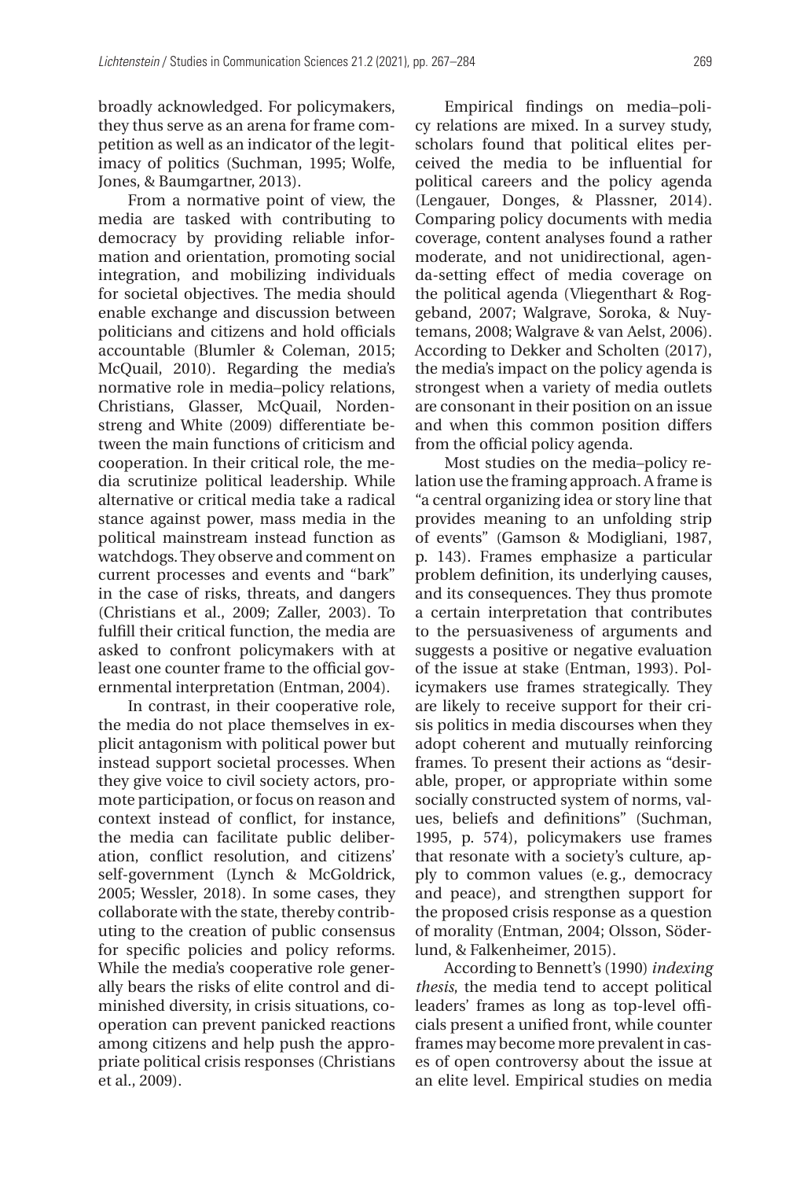broadly acknowledged. For policymakers, they thus serve as an arena for frame competition as well as an indicator of the legitimacy of politics (Suchman, 1995; Wolfe, Jones, & Baumgartner, 2013).

From a normative point of view, the media are tasked with contributing to democracy by providing reliable information and orientation, promoting social integration, and mobilizing individuals for societal objectives. The media should enable exchange and discussion between politicians and citizens and hold officials accountable (Blumler & Coleman, 2015; McQuail, 2010). Regarding the media's normative role in media–policy relations, Christians, Glasser, McQuail, Nordenstreng and White (2009) differentiate between the main functions of criticism and cooperation. In their critical role, the media scrutinize political leadership. While alternative or critical media take a radical stance against power, mass media in the political mainstream instead function as watchdogs. They observe and comment on current processes and events and "bark" in the case of risks, threats, and dangers (Christians et al., 2009; Zaller, 2003). To fulfill their critical function, the media are asked to confront policymakers with at least one counter frame to the official governmental interpretation (Entman, 2004).

In contrast, in their cooperative role, the media do not place themselves in explicit antagonism with political power but instead support societal processes. When they give voice to civil society actors, promote participation, or focus on reason and context instead of conflict, for instance, the media can facilitate public deliberation, conflict resolution, and citizens' self-government (Lynch & McGoldrick, 2005; Wessler, 2018). In some cases, they collaborate with the state, thereby contributing to the creation of public consensus for specific policies and policy reforms. While the media's cooperative role generally bears the risks of elite control and diminished diversity, in crisis situations, cooperation can prevent panicked reactions among citizens and help push the appropriate political crisis responses (Christians et al., 2009).

Empirical findings on media–policy relations are mixed. In a survey study, scholars found that political elites perceived the media to be influential for political careers and the policy agenda (Lengauer, Donges, & Plassner, 2014). Comparing policy documents with media coverage, content analyses found a rather moderate, and not unidirectional, agenda-setting effect of media coverage on the political agenda (Vliegenthart & Roggeband, 2007; Walgrave, Soroka, & Nuytemans, 2008; Walgrave & van Aelst, 2006). According to Dekker and Scholten (2017), the media's impact on the policy agenda is strongest when a variety of media outlets are consonant in their position on an issue and when this common position differs from the official policy agenda.

Most studies on the media–policy relation use the framing approach. A frame is "a central organizing idea or story line that provides meaning to an unfolding strip of events" (Gamson & Modigliani, 1987, p. 143). Frames emphasize a particular problem definition, its underlying causes, and its consequences. They thus promote a certain interpretation that contributes to the persuasiveness of arguments and suggests a positive or negative evaluation of the issue at stake (Entman, 1993). Policymakers use frames strategically. They are likely to receive support for their crisis politics in media discourses when they adopt coherent and mutually reinforcing frames. To present their actions as "desirable, proper, or appropriate within some socially constructed system of norms, values, beliefs and definitions" (Suchman, 1995, p. 574), policymakers use frames that resonate with a society's culture, apply to common values (e.g., democracy and peace), and strengthen support for the proposed crisis response as a question of morality (Entman, 2004; Olsson, Söderlund, & Falkenheimer, 2015).

According to Bennett's (1990) *indexing thesis*, the media tend to accept political leaders' frames as long as top-level officials present a unified front, while counter frames may become more prevalent in cases of open controversy about the issue at an elite level. Empirical studies on media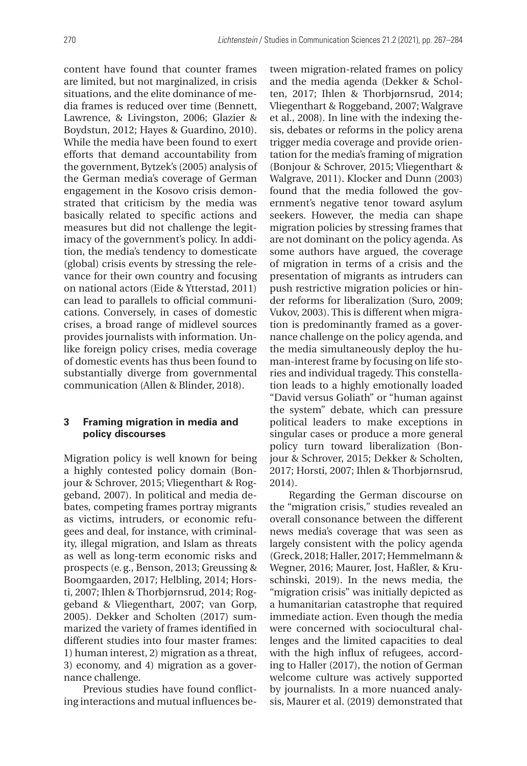content have found that counter frames are limited, but not marginalized, in crisis situations, and the elite dominance of media frames is reduced over time (Bennett, Lawrence, & Livingston, 2006; Glazier & Boydstun, 2012; Hayes & Guardino, 2010). While the media have been found to exert efforts that demand accountability from the government, Bytzek's (2005) analysis of the German media's coverage of German engagement in the Kosovo crisis demonstrated that criticism by the media was basically related to specific actions and measures but did not challenge the legitimacy of the government's policy. In addition, the media's tendency to domesticate (global) crisis events by stressing the relevance for their own country and focusing on national actors (Eide & Ytterstad, 2011) can lead to parallels to official communications. Conversely, in cases of domestic crises, a broad range of midlevel sources provides journalists with information. Unlike foreign policy crises, media coverage of domestic events has thus been found to substantially diverge from governmental communication (Allen & Blinder, 2018).

## 3 Framing migration in media and policy discourses

Migration policy is well known for being a highly contested policy domain (Bonjour & Schrover, 2015; Vliegenthart & Roggeband, 2007). In political and media debates, competing frames portray migrants as victims, intruders, or economic refugees and deal, for instance, with criminality, illegal migration, and Islam as threats as well as long-term economic risks and prospects (e.g., Benson, 2013; Greussing & Boomgaarden, 2017; Helbling, 2014; Horsti, 2007; Ihlen & Thorbjørnsrud, 2014; Roggeband & Vliegenthart, 2007; van Gorp, 2005). Dekker and Scholten (2017) summarized the variety of frames identified in different studies into four master frames: 1) human interest, 2) migration as a threat, 3) economy, and 4) migration as a governance challenge.

Previous studies have found conflicting interactions and mutual influences between migration-related frames on policy and the media agenda (Dekker & Scholten, 2017; Ihlen & Thorbjørnsrud, 2014; Vliegenthart & Roggeband, 2007; Walgrave et al., 2008). In line with the indexing thesis, debates or reforms in the policy arena trigger media coverage and provide orientation for the media's framing of migration (Bonjour & Schrover, 2015; Vliegenthart & Walgrave, 2011). Klocker and Dunn (2003) found that the media followed the government's negative tenor toward asylum seekers. However, the media can shape migration policies by stressing frames that are not dominant on the policy agenda. As some authors have argued, the coverage of migration in terms of a crisis and the presentation of migrants as intruders can push restrictive migration policies or hinder reforms for liberalization (Suro, 2009; Vukov, 2003). This is different when migration is predominantly framed as a governance challenge on the policy agenda, and the media simultaneously deploy the human-interest frame by focusing on life stories and individual tragedy. This constellation leads to a highly emotionally loaded "David versus Goliath" or "human against the system" debate, which can pressure political leaders to make exceptions in singular cases or produce a more general policy turn toward liberalization (Bonjour & Schrover, 2015; Dekker & Scholten, 2017; Horsti, 2007; Ihlen & Thorbjørnsrud, 2014).

Regarding the German discourse on the "migration crisis," studies revealed an overall consonance between the different news media's coverage that was seen as largely consistent with the policy agenda (Greck, 2018; Haller, 2017; Hemmelmann & Wegner, 2016; Maurer, Jost, Haßler, & Kruschinski, 2019). In the news media, the "migration crisis" was initially depicted as a humanitarian catastrophe that required immediate action. Even though the media were concerned with sociocultural challenges and the limited capacities to deal with the high influx of refugees, according to Haller (2017), the notion of German welcome culture was actively supported by journalists. In a more nuanced analysis, Maurer et al. (2019) demonstrated that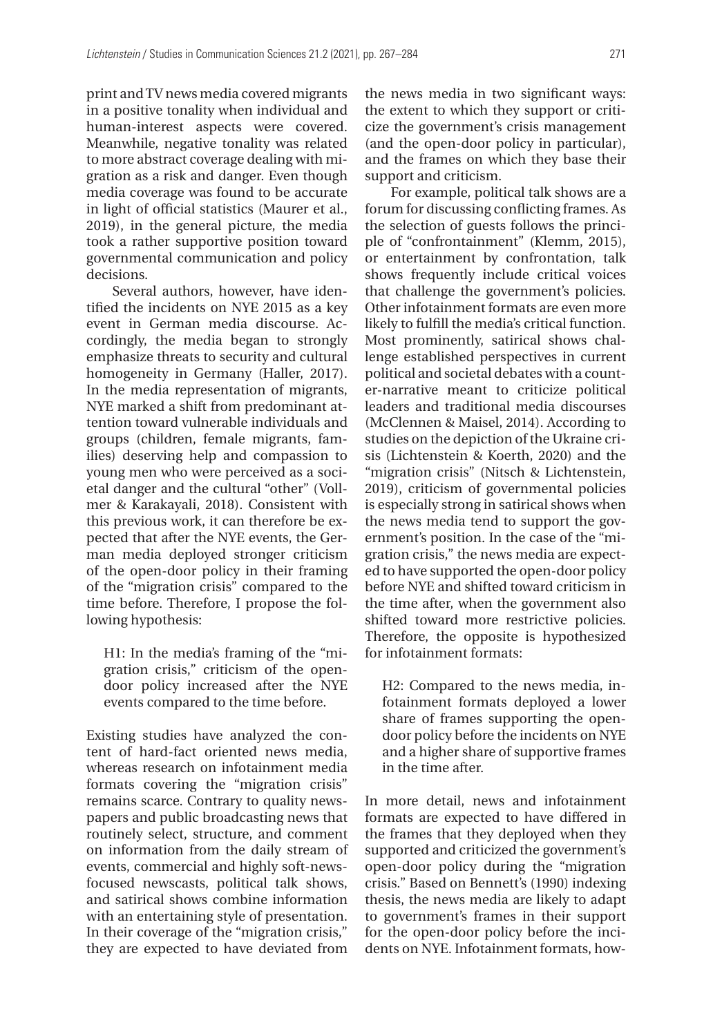print and TV news media covered migrants in a positive tonality when individual and human-interest aspects were covered. Meanwhile, negative tonality was related to more abstract coverage dealing with migration as a risk and danger. Even though media coverage was found to be accurate in light of official statistics (Maurer et al., 2019), in the general picture, the media took a rather supportive position toward governmental communication and policy decisions.

Several authors, however, have identified the incidents on NYE 2015 as a key event in German media discourse. Accordingly, the media began to strongly emphasize threats to security and cultural homogeneity in Germany (Haller, 2017). In the media representation of migrants, NYE marked a shift from predominant attention toward vulnerable individuals and groups (children, female migrants, families) deserving help and compassion to young men who were perceived as a societal danger and the cultural "other" (Vollmer & Karakayali, 2018). Consistent with this previous work, it can therefore be expected that after the NYE events, the German media deployed stronger criticism of the open-door policy in their framing of the "migration crisis" compared to the time before. Therefore, I propose the following hypothesis:

> H1: In the media's framing of the "migration crisis," criticism of the open-door policy increased after the NYE events compared to the time before.

Existing studies have analyzed the content of hard-fact oriented news media, whereas research on infotainment media formats covering the "migration crisis" remains scarce. Contrary to quality newspapers and public broadcasting news that routinely select, structure, and comment on information from the daily stream of events, commercial and highly soft-news-focused newscasts, political talk shows, and satirical shows combine information with an entertaining style of presentation. In their coverage of the "migration crisis," they are expected to have deviated from the news media in two significant ways: the extent to which they support or criticize the government's crisis management (and the open-door policy in particular), and the frames on which they base their support and criticism.

For example, political talk shows are a forum for discussing conflicting frames. As the selection of guests follows the principle of "confrontainment" (Klemm, 2015), or entertainment by confrontation, talk shows frequently include critical voices that challenge the government's policies. Other infotainment formats are even more likely to fulfill the media's critical function. Most prominently, satirical shows challenge established perspectives in current political and societal debates with a counter-narrative meant to criticize political leaders and traditional media discourses (McClennen & Maisel, 2014). According to studies on the depiction of the Ukraine crisis (Lichtenstein & Koerth, 2020) and the "migration crisis" (Nitsch & Lichtenstein, 2019), criticism of governmental policies is especially strong in satirical shows when the news media tend to support the government's position. In the case of the "migration crisis," the news media are expected to have supported the open-door policy before NYE and shifted toward criticism in the time after, when the government also shifted toward more restrictive policies. Therefore, the opposite is hypothesized for infotainment formats:

> H2: Compared to the news media, infotainment formats deployed a lower share of frames supporting the open-door policy before the incidents on NYE and a higher share of supportive frames in the time after.

In more detail, news and infotainment formats are expected to have differed in the frames that they deployed when they supported and criticized the government's open-door policy during the "migration crisis." Based on Bennett's (1990) indexing thesis, the news media are likely to adapt to government's frames in their support for the open-door policy before the incidents on NYE. Infotainment formats, how-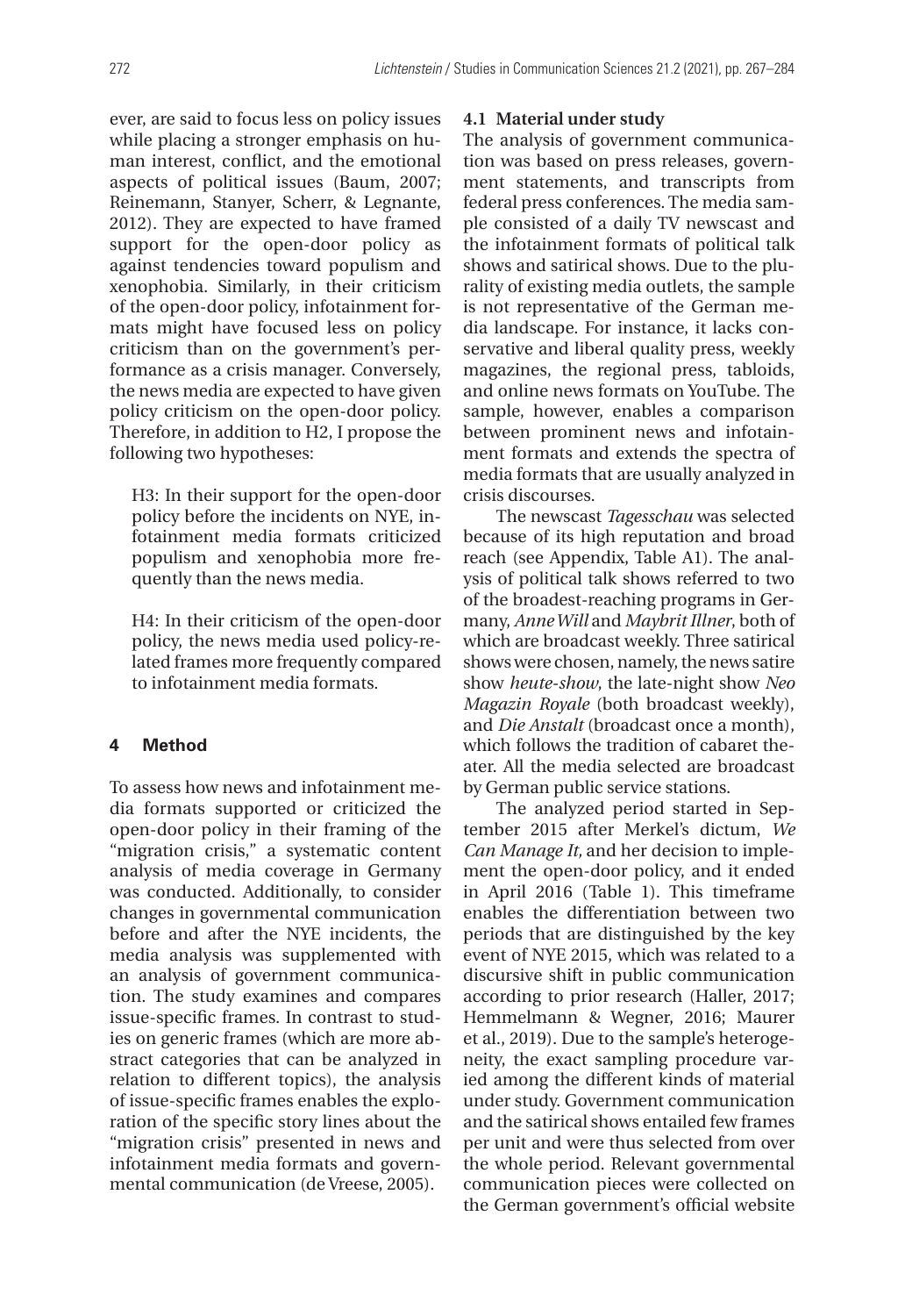ever, are said to focus less on policy issues while placing a stronger emphasis on human interest, conflict, and the emotional aspects of political issues (Baum, 2007; Reinemann, Stanyer, Scherr, & Legnante, 2012). They are expected to have framed support for the open-door policy as against tendencies toward populism and xenophobia. Similarly, in their criticism of the open-door policy, infotainment formats might have focused less on policy criticism than on the government's performance as a crisis manager. Conversely, the news media are expected to have given policy criticism on the open-door policy. Therefore, in addition to H2, I propose the following two hypotheses:

> H3: In their support for the open-door policy before the incidents on NYE, infotainment media formats criticized populism and xenophobia more frequently than the news media.

> H4: In their criticism of the open-door policy, the news media used policy-related frames more frequently compared to infotainment media formats.

## 4 Method

To assess how news and infotainment media formats supported or criticized the open-door policy in their framing of the "migration crisis," a systematic content analysis of media coverage in Germany was conducted. Additionally, to consider changes in governmental communication before and after the NYE incidents, the media analysis was supplemented with an analysis of government communication. The study examines and compares issue-specific frames. In contrast to studies on generic frames (which are more abstract categories that can be analyzed in relation to different topics), the analysis of issue-specific frames enables the exploration of the specific story lines about the "migration crisis" presented in news and infotainment media formats and governmental communication (de Vreese, 2005).

### 4.1 Material under study

The analysis of government communication was based on press releases, government statements, and transcripts from federal press conferences. The media sample consisted of a daily TV newscast and the infotainment formats of political talk shows and satirical shows. Due to the plurality of existing media outlets, the sample is not representative of the German media landscape. For instance, it lacks conservative and liberal quality press, weekly magazines, the regional press, tabloids, and online news formats on YouTube. The sample, however, enables a comparison between prominent news and infotainment formats and extends the spectra of media formats that are usually analyzed in crisis discourses.

The newscast *Tagesschau* was selected because of its high reputation and broad reach (see Appendix, Table A1). The analysis of political talk shows referred to two of the broadest-reaching programs in Germany, *Anne Will* and *Maybrit Illner*, both of which are broadcast weekly. Three satirical shows were chosen, namely, the news satire show *heute-show*, the late-night show *Neo Magazin Royale* (both broadcast weekly), and *Die Anstalt* (broadcast once a month), which follows the tradition of cabaret theater. All the media selected are broadcast by German public service stations.

The analyzed period started in September 2015 after Merkel's dictum, *We Can Manage It,* and her decision to implement the open-door policy, and it ended in April 2016 (Table 1). This timeframe enables the differentiation between two periods that are distinguished by the key event of NYE 2015, which was related to a discursive shift in public communication according to prior research (Haller, 2017; Hemmelmann & Wegner, 2016; Maurer et al., 2019). Due to the sample's heterogeneity, the exact sampling procedure varied among the different kinds of material under study. Government communication and the satirical shows entailed few frames per unit and were thus selected from over the whole period. Relevant governmental communication pieces were collected on the German government's official website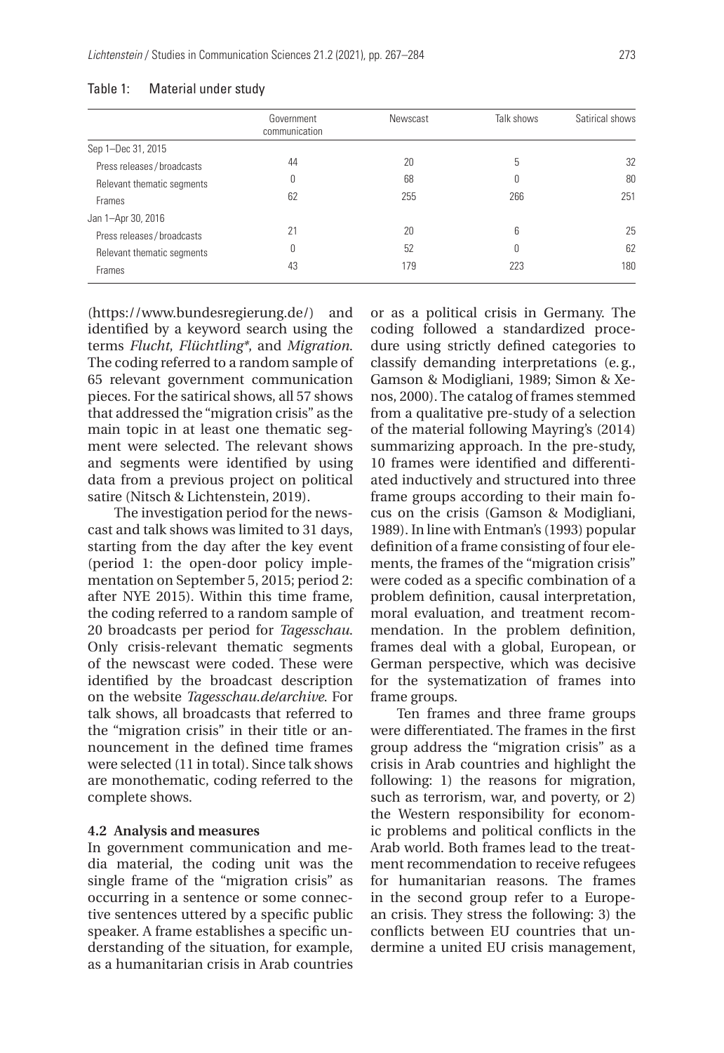Table 1: Material under study

| | Government communication | Newscast | Talk shows | Satirical shows |
|---|---|---|---|---|
| Sep 1–Dec 31, 2015 | | | | |
| Press releases / broadcasts | 44 | 20 | 5 | 32 |
| Relevant thematic segments | 0 | 68 | 0 | 80 |
| Frames | 62 | 255 | 266 | 251 |
| Jan 1–Apr 30, 2016 | | | | |
| Press releases / broadcasts | 21 | 20 | 6 | 25 |
| Relevant thematic segments | 0 | 52 | 0 | 62 |
| Frames | 43 | 179 | 223 | 180 |

(https://www.bundesregierung.de/) and identified by a keyword search using the terms *Flucht*, *Flüchtling**, and *Migration*. The coding referred to a random sample of 65 relevant government communication pieces. For the satirical shows, all 57 shows that addressed the "migration crisis" as the main topic in at least one thematic segment were selected. The relevant shows and segments were identified by using data from a previous project on political satire (Nitsch & Lichtenstein, 2019).

The investigation period for the newscast and talk shows was limited to 31 days, starting from the day after the key event (period 1: the open-door policy implementation on September 5, 2015; period 2: after NYE 2015). Within this time frame, the coding referred to a random sample of 20 broadcasts per period for *Tagesschau*. Only crisis-relevant thematic segments of the newscast were coded. These were identified by the broadcast description on the website *Tagesschau.de/archive*. For talk shows, all broadcasts that referred to the "migration crisis" in their title or announcement in the defined time frames were selected (11 in total). Since talk shows are monothematic, coding referred to the complete shows.

### 4.2 Analysis and measures

In government communication and media material, the coding unit was the single frame of the "migration crisis" as occurring in a sentence or some connective sentences uttered by a specific public speaker. A frame establishes a specific understanding of the situation, for example, as a humanitarian crisis in Arab countries or as a political crisis in Germany. The coding followed a standardized procedure using strictly defined categories to classify demanding interpretations (e.g., Gamson & Modigliani, 1989; Simon & Xenos, 2000). The catalog of frames stemmed from a qualitative pre-study of a selection of the material following Mayring's (2014) summarizing approach. In the pre-study, 10 frames were identified and differentiated inductively and structured into three frame groups according to their main focus on the crisis (Gamson & Modigliani, 1989). In line with Entman's (1993) popular definition of a frame consisting of four elements, the frames of the "migration crisis" were coded as a specific combination of a problem definition, causal interpretation, moral evaluation, and treatment recommendation. In the problem definition, frames deal with a global, European, or German perspective, which was decisive for the systematization of frames into frame groups.

Ten frames and three frame groups were differentiated. The frames in the first group address the "migration crisis" as a crisis in Arab countries and highlight the following: 1) the reasons for migration, such as terrorism, war, and poverty, or 2) the Western responsibility for economic problems and political conflicts in the Arab world. Both frames lead to the treatment recommendation to receive refugees for humanitarian reasons. The frames in the second group refer to a European crisis. They stress the following: 3) the conflicts between EU countries that undermine a united EU crisis management,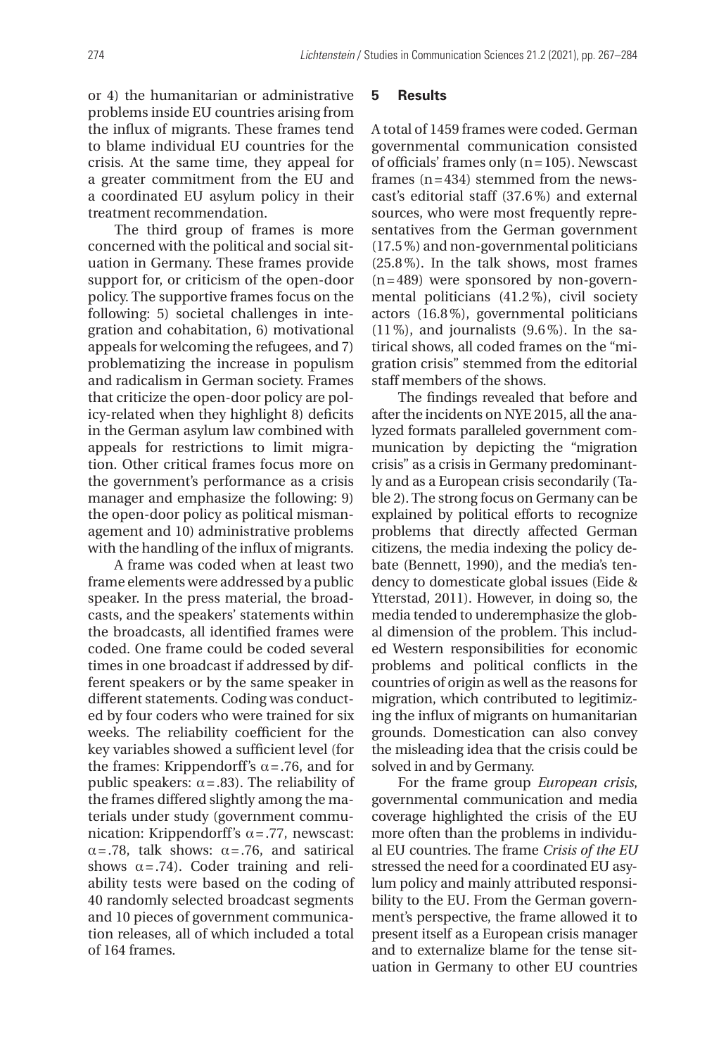or 4) the humanitarian or administrative problems inside EU countries arising from the influx of migrants. These frames tend to blame individual EU countries for the crisis. At the same time, they appeal for a greater commitment from the EU and a coordinated EU asylum policy in their treatment recommendation.

The third group of frames is more concerned with the political and social situation in Germany. These frames provide support for, or criticism of the open-door policy. The supportive frames focus on the following: 5) societal challenges in integration and cohabitation, 6) motivational appeals for welcoming the refugees, and 7) problematizing the increase in populism and radicalism in German society. Frames that criticize the open-door policy are policy-related when they highlight 8) deficits in the German asylum law combined with appeals for restrictions to limit migration. Other critical frames focus more on the government's performance as a crisis manager and emphasize the following: 9) the open-door policy as political mismanagement and 10) administrative problems with the handling of the influx of migrants.

A frame was coded when at least two frame elements were addressed by a public speaker. In the press material, the broadcasts, and the speakers' statements within the broadcasts, all identified frames were coded. One frame could be coded several times in one broadcast if addressed by different speakers or by the same speaker in different statements. Coding was conducted by four coders who were trained for six weeks. The reliability coefficient for the key variables showed a sufficient level (for the frames: Krippendorff's $\alpha = .76$, and for public speakers: $\alpha = .83$). The reliability of the frames differed slightly among the materials under study (government communication: Krippendorff's $\alpha = .77$, newscast: $\alpha = .78$, talk shows: $\alpha = .76$, and satirical shows $\alpha = .74$). Coder training and reliability tests were based on the coding of 40 randomly selected broadcast segments and 10 pieces of government communication releases, all of which included a total of 164 frames.

## 5 Results

A total of 1459 frames were coded. German governmental communication consisted of officials' frames only ($n = 105$). Newscast frames ($n = 434$) stemmed from the newscast's editorial staff (37.6%) and external sources, who were most frequently representatives from the German government (17.5%) and non-governmental politicians (25.8%). In the talk shows, most frames ($n = 489$) were sponsored by non-governmental politicians (41.2%), civil society actors (16.8%), governmental politicians (11%), and journalists (9.6%). In the satirical shows, all coded frames on the "migration crisis" stemmed from the editorial staff members of the shows.

The findings revealed that before and after the incidents on NYE 2015, all the analyzed formats paralleled government communication by depicting the "migration crisis" as a crisis in Germany predominantly and as a European crisis secondarily (Table 2). The strong focus on Germany can be explained by political efforts to recognize problems that directly affected German citizens, the media indexing the policy debate (Bennett, 1990), and the media's tendency to domesticate global issues (Eide & Ytterstad, 2011). However, in doing so, the media tended to underemphasize the global dimension of the problem. This included Western responsibilities for economic problems and political conflicts in the countries of origin as well as the reasons for migration, which contributed to legitimizing the influx of migrants on humanitarian grounds. Domestication can also convey the misleading idea that the crisis could be solved in and by Germany.

For the frame group *European crisis*, governmental communication and media coverage highlighted the crisis of the EU more often than the problems in individual EU countries. The frame *Crisis of the EU* stressed the need for a coordinated EU asylum policy and mainly attributed responsibility to the EU. From the German government's perspective, the frame allowed it to present itself as a European crisis manager and to externalize blame for the tense situation in Germany to other EU countries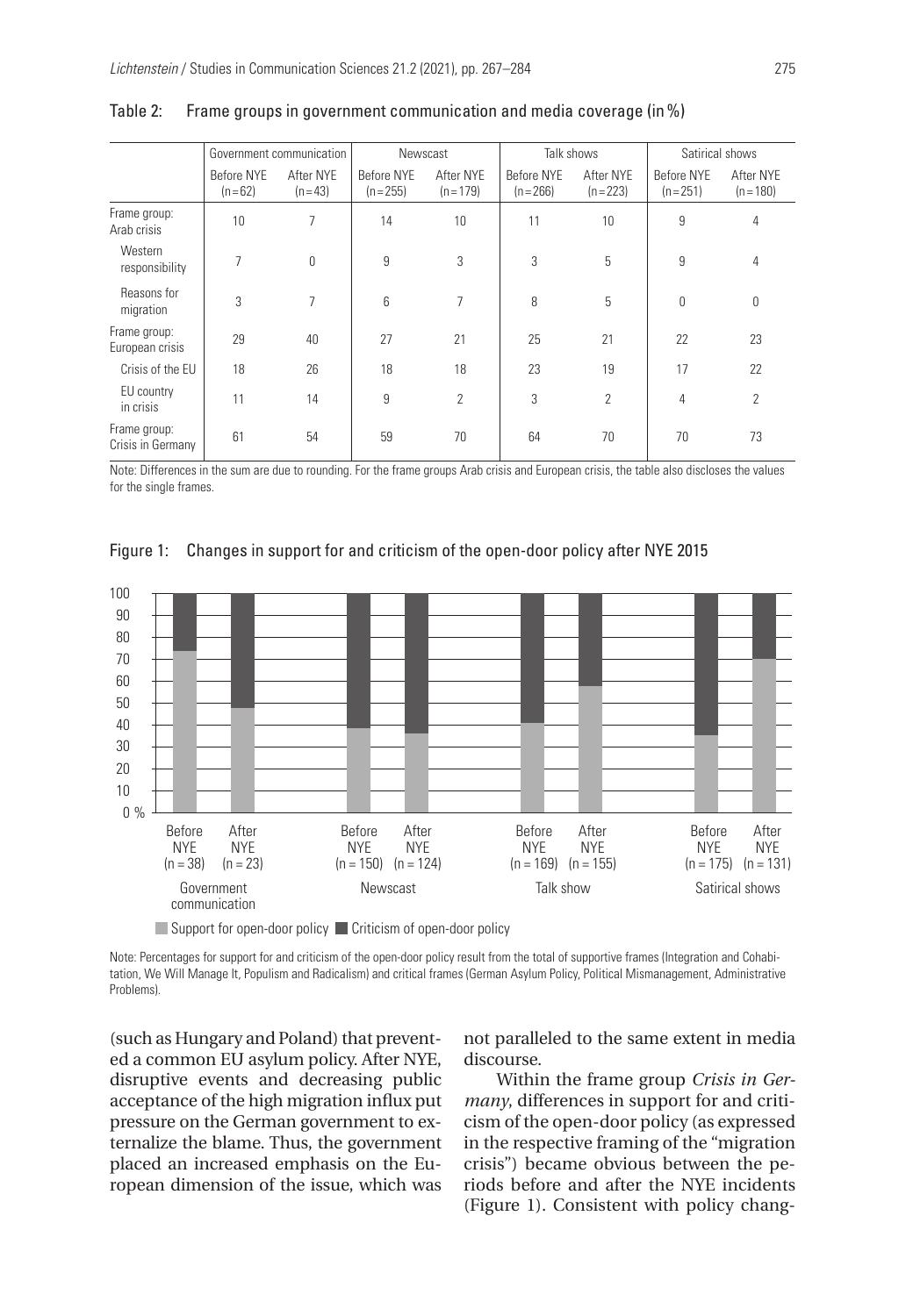Table 2: Frame groups in government communication and media coverage (in %)

| | Government communication | | Newscast | | Talk shows | | Satirical shows | |
|---|---|---|---|---|---|---|---|---|
| | Before NYE (n = 62) | After NYE (n = 43) | Before NYE (n = 255) | After NYE (n = 179) | Before NYE (n = 266) | After NYE (n = 223) | Before NYE (n = 251) | After NYE (n = 180) |
| Frame group: Arab crisis | 10 | 7 | 14 | 10 | 11 | 10 | 9 | 4 |
| Western responsibility | 7 | 0 | 9 | 3 | 3 | 5 | 9 | 4 |
| Reasons for migration | 3 | 7 | 6 | 7 | 8 | 5 | 0 | 0 |
| Frame group: European crisis | 29 | 40 | 27 | 21 | 25 | 21 | 22 | 23 |
| Crisis of the EU | 18 | 26 | 18 | 18 | 23 | 19 | 17 | 22 |
| EU country in crisis | 11 | 14 | 9 | 2 | 3 | 2 | 4 | 2 |
| Frame group: Crisis in Germany | 61 | 54 | 59 | 70 | 64 | 70 | 70 | 73 |

Note: Differences in the sum are due to rounding. For the frame groups Arab crisis and European crisis, the table also discloses the values for the single frames.

Figure 1: Changes in support for and criticism of the open-door policy after NYE 2015

100
90
80
70
60
50
40
30
20
10
0 %

Before NYE (n = 38) After NYE (n = 23) Government communication
Before NYE (n = 150) After NYE (n = 124) Newscast
Before NYE (n = 169) After NYE (n = 155) Talk show
Before NYE (n = 175) After NYE (n = 131) Satirical shows

Support for open-door policy ■ Criticism of open-door policy

Note: Percentages for support for and criticism of the open-door policy result from the total of supportive frames (Integration and Cohabitation, We Will Manage It, Populism and Radicalism) and critical frames (German Asylum Policy, Political Mismanagement, Administrative Problems).

(such as Hungary and Poland) that prevented a common EU asylum policy. After NYE, disruptive events and decreasing public acceptance of the high migration influx put pressure on the German government to externalize the blame. Thus, the government placed an increased emphasis on the European dimension of the issue, which was not paralleled to the same extent in media discourse.

Within the frame group *Crisis in Germany*, differences in support for and criticism of the open-door policy (as expressed in the respective framing of the "migration crisis") became obvious between the periods before and after the NYE incidents (Figure 1). Consistent with policy chang-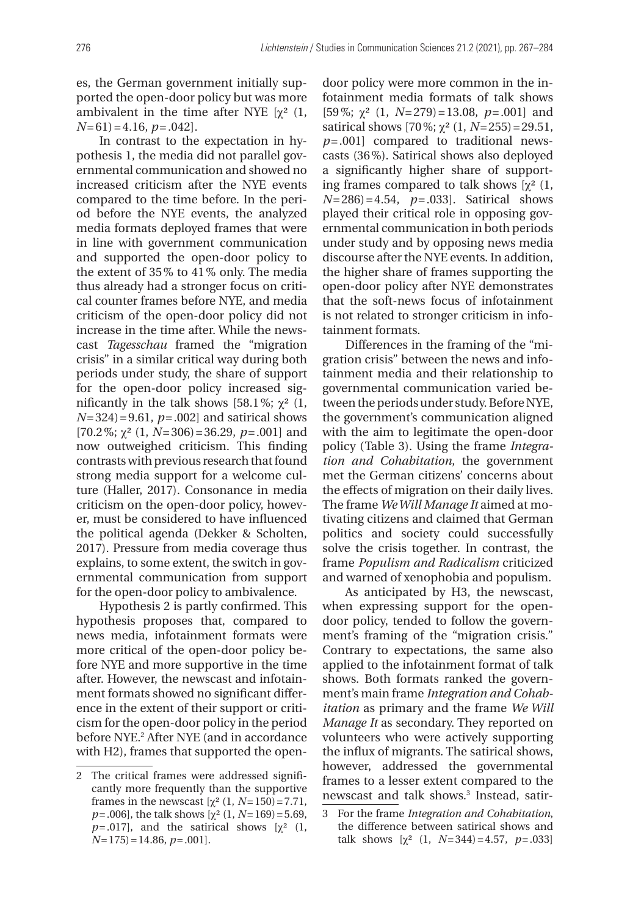es, the German government initially supported the open-door policy but was more ambivalent in the time after NYE [$\chi^2$ (1, $N$=61) = 4.16, $p$ = .042].

In contrast to the expectation in hypothesis 1, the media did not parallel governmental communication and showed no increased criticism after the NYE events compared to the time before. In the period before the NYE events, the analyzed media formats deployed frames that were in line with government communication and supported the open-door policy to the extent of 35% to 41% only. The media thus already had a stronger focus on critical counter frames before NYE, and media criticism of the open-door policy did not increase in the time after. While the newscast *Tagesschau* framed the "migration crisis" in a similar critical way during both periods under study, the share of support for the open-door policy increased significantly in the talk shows [58.1%; $\chi^2$ (1, $N$=324) = 9.61, $p$ = .002] and satirical shows [70.2%; $\chi^2$ (1, $N$=306) = 36.29, $p$ = .001] and now outweighed criticism. This finding contrasts with previous research that found strong media support for a welcome culture (Haller, 2017). Consonance in media criticism on the open-door policy, however, must be considered to have influenced the political agenda (Dekker & Scholten, 2017). Pressure from media coverage thus explains, to some extent, the switch in governmental communication from support for the open-door policy to ambivalence.

Hypothesis 2 is partly confirmed. This hypothesis proposes that, compared to news media, infotainment formats were more critical of the open-door policy before NYE and more supportive in the time after. However, the newscast and infotainment formats showed no significant difference in the extent of their support or criticism for the open-door policy in the period before NYE.[2] After NYE (and in accordance with H2), frames that supported the open-door policy were more common in the infotainment media formats of talk shows [59%; $\chi^2$ (1, $N$=279) = 13.08, $p$ = .001] and satirical shows [70%; $\chi^2$ (1, $N$=255) = 29.51, $p$ = .001] compared to traditional newscasts (36%). Satirical shows also deployed a significantly higher share of supporting frames compared to talk shows [$\chi^2$ (1, $N$=286) = 4.54, $p$ = .033]. Satirical shows played their critical role in opposing governmental communication in both periods under study and by opposing news media discourse after the NYE events. In addition, the higher share of frames supporting the open-door policy after NYE demonstrates that the soft-news focus of infotainment is not related to stronger criticism in infotainment formats.

Differences in the framing of the "migration crisis" between the news and infotainment media and their relationship to governmental communication varied between the periods under study. Before NYE, the government's communication aligned with the aim to legitimate the open-door policy (Table 3). Using the frame *Integration and Cohabitation*, the government met the German citizens' concerns about the effects of migration on their daily lives. The frame *We Will Manage It* aimed at motivating citizens and claimed that German politics and society could successfully solve the crisis together. In contrast, the frame *Populism and Radicalism* criticized and warned of xenophobia and populism.

As anticipated by H3, the newscast, when expressing support for the open-door policy, tended to follow the government's framing of the "migration crisis." Contrary to expectations, the same also applied to the infotainment format of talk shows. Both formats ranked the government's main frame *Integration and Cohabitation* as primary and the frame *We Will Manage It* as secondary. They reported on volunteers who were actively supporting the influx of migrants. The satirical shows, however, addressed the governmental frames to a lesser extent compared to the newscast and talk shows.[3] Instead, satir-

---

2 The critical frames were addressed significantly more frequently than the supportive frames in the newscast [$\chi^2$ (1, $N$=150) = 7.71, $p$ = .006], the talk shows [$\chi^2$ (1, $N$=169) = 5.69, $p$ = .017], and the satirical shows [$\chi^2$ (1, $N$=175) = 14.86, $p$ = .001].

3 For the frame *Integration and Cohabitation*, the difference between satirical shows and talk shows [$\chi^2$ (1, $N$=344) = 4.57, $p$ = .033]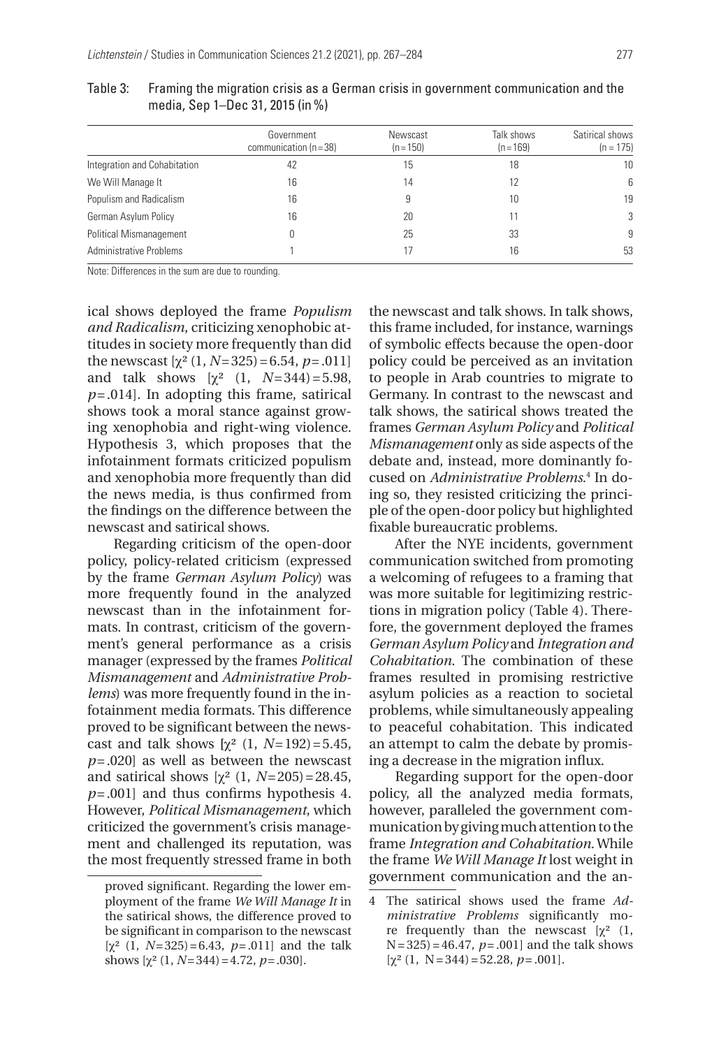Table 3: Framing the migration crisis as a German crisis in government communication and the media, Sep 1–Dec 31, 2015 (in %)

| | Government communication (n = 38) | Newscast (n = 150) | Talk shows (n = 169) | Satirical shows (n = 175) |
|---|---|---|---|---|
| Integration and Cohabitation | 42 | 15 | 18 | 10 |
| We Will Manage It | 16 | 14 | 12 | 6 |
| Populism and Radicalism | 16 | 9 | 10 | 19 |
| German Asylum Policy | 16 | 20 | 11 | 3 |
| Political Mismanagement | 0 | 25 | 33 | 9 |
| Administrative Problems | 1 | 17 | 16 | 53 |

Note: Differences in the sum are due to rounding.

ical shows deployed the frame *Populism and Radicalism*, criticizing xenophobic attitudes in society more frequently than did the newscast [$\chi^2$ (1, $N$ = 325) = 6.54, $p$ = .011] and talk shows [$\chi^2$ (1, $N$ = 344) = 5.98, $p$ = .014]. In adopting this frame, satirical shows took a moral stance against growing xenophobia and right-wing violence. Hypothesis 3, which proposes that the infotainment formats criticized populism and xenophobia more frequently than did the news media, is thus confirmed from the findings on the difference between the newscast and satirical shows.

Regarding criticism of the open-door policy, policy-related criticism (expressed by the frame *German Asylum Policy*) was more frequently found in the analyzed newscast than in the infotainment formats. In contrast, criticism of the government's general performance as a crisis manager (expressed by the frames *Political Mismanagement* and *Administrative Problems*) was more frequently found in the infotainment media formats. This difference proved to be significant between the newscast and talk shows [$\chi^2$ (1, $N$ = 192) = 5.45, $p$ = .020] as well as between the newscast and satirical shows [$\chi^2$ (1, $N$ = 205) = 28.45, $p$ = .001] and thus confirms hypothesis 4. However, *Political Mismanagement*, which criticized the government's crisis management and challenged its reputation, was the most frequently stressed frame in both the newscast and talk shows. In talk shows, this frame included, for instance, warnings of symbolic effects because the open-door policy could be perceived as an invitation to people in Arab countries to migrate to Germany. In contrast to the newscast and talk shows, the satirical shows treated the frames *German Asylum Policy* and *Political Mismanagement* only as side aspects of the debate and, instead, more dominantly focused on *Administrative Problems*.[4] In doing so, they resisted criticizing the principle of the open-door policy but highlighted fixable bureaucratic problems.

After the NYE incidents, government communication switched from promoting a welcoming of refugees to a framing that was more suitable for legitimizing restrictions in migration policy (Table 4). Therefore, the government deployed the frames *German Asylum Policy* and *Integration and Cohabitation*. The combination of these frames resulted in promising restrictive asylum policies as a reaction to societal problems, while simultaneously appealing to peaceful cohabitation. This indicated an attempt to calm the debate by promising a decrease in the migration influx.

Regarding support for the open-door policy, all the analyzed media formats, however, paralleled the government communication by giving much attention to the frame *Integration and Cohabitation*. While the frame *We Will Manage It* lost weight in government communication and the an-

proved significant. Regarding the lower employment of the frame *We Will Manage It* in the satirical shows, the difference proved to be significant in comparison to the newscast [$\chi^2$ (1, $N$ = 325) = 6.43, $p$ = .011] and the talk shows [$\chi^2$ (1, $N$ = 344) = 4.72, $p$ = .030].

4 The satirical shows used the frame *Administrative Problems* significantly more frequently than the newscast [$\chi^2$ (1, N = 325) = 46.47, $p$ = .001] and the talk shows [$\chi^2$ (1, N = 344) = 52.28, $p$ = .001].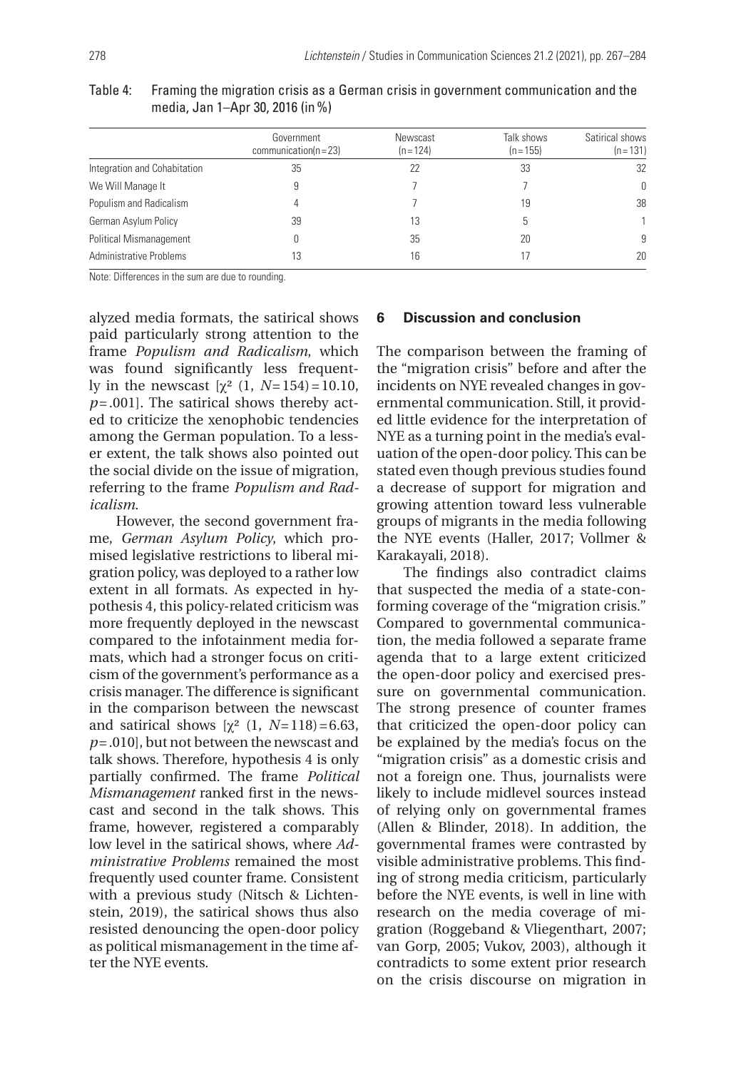Table 4: Framing the migration crisis as a German crisis in government communication and the media, Jan 1–Apr 30, 2016 (in %)

| | Government communication(n = 23) | Newscast (n = 124) | Talk shows (n = 155) | Satirical shows (n = 131) |
|---|---|---|---|---|
| Integration and Cohabitation | 35 | 22 | 33 | 32 |
| We Will Manage It | 9 | 7 | 7 | 0 |
| Populism and Radicalism | 4 | 7 | 19 | 38 |
| German Asylum Policy | 39 | 13 | 5 | 1 |
| Political Mismanagement | 0 | 35 | 20 | 9 |
| Administrative Problems | 13 | 16 | 17 | 20 |

Note: Differences in the sum are due to rounding.

alyzed media formats, the satirical shows paid particularly strong attention to the frame *Populism and Radicalism*, which was found significantly less frequently in the newscast [$\chi^2$ (1, $N = 154$) = 10.10, $p = .001$]. The satirical shows thereby acted to criticize the xenophobic tendencies among the German population. To a lesser extent, the talk shows also pointed out the social divide on the issue of migration, referring to the frame *Populism and Radicalism*.

However, the second government frame, *German Asylum Policy*, which promised legislative restrictions to liberal migration policy, was deployed to a rather low extent in all formats. As expected in hypothesis 4, this policy-related criticism was more frequently deployed in the newscast compared to the infotainment media formats, which had a stronger focus on criticism of the government's performance as a crisis manager. The difference is significant in the comparison between the newscast and satirical shows [$\chi^2$ (1, $N = 118$) = 6.63, $p = .010$], but not between the newscast and talk shows. Therefore, hypothesis 4 is only partially confirmed. The frame *Political Mismanagement* ranked first in the newscast and second in the talk shows. This frame, however, registered a comparably low level in the satirical shows, where *Administrative Problems* remained the most frequently used counter frame. Consistent with a previous study (Nitsch & Lichtenstein, 2019), the satirical shows thus also resisted denouncing the open-door policy as political mismanagement in the time after the NYE events.

## 6 Discussion and conclusion

The comparison between the framing of the "migration crisis" before and after the incidents on NYE revealed changes in governmental communication. Still, it provided little evidence for the interpretation of NYE as a turning point in the media's evaluation of the open-door policy. This can be stated even though previous studies found a decrease of support for migration and growing attention toward less vulnerable groups of migrants in the media following the NYE events (Haller, 2017; Vollmer & Karakayali, 2018).

The findings also contradict claims that suspected the media of a state-conforming coverage of the "migration crisis." Compared to governmental communication, the media followed a separate frame agenda that to a large extent criticized the open-door policy and exercised pressure on governmental communication. The strong presence of counter frames that criticized the open-door policy can be explained by the media's focus on the "migration crisis" as a domestic crisis and not a foreign one. Thus, journalists were likely to include midlevel sources instead of relying only on governmental frames (Allen & Blinder, 2018). In addition, the governmental frames were contrasted by visible administrative problems. This finding of strong media criticism, particularly before the NYE events, is well in line with research on the media coverage of migration (Roggeband & Vliegenthart, 2007; van Gorp, 2005; Vukov, 2003), although it contradicts to some extent prior research on the crisis discourse on migration in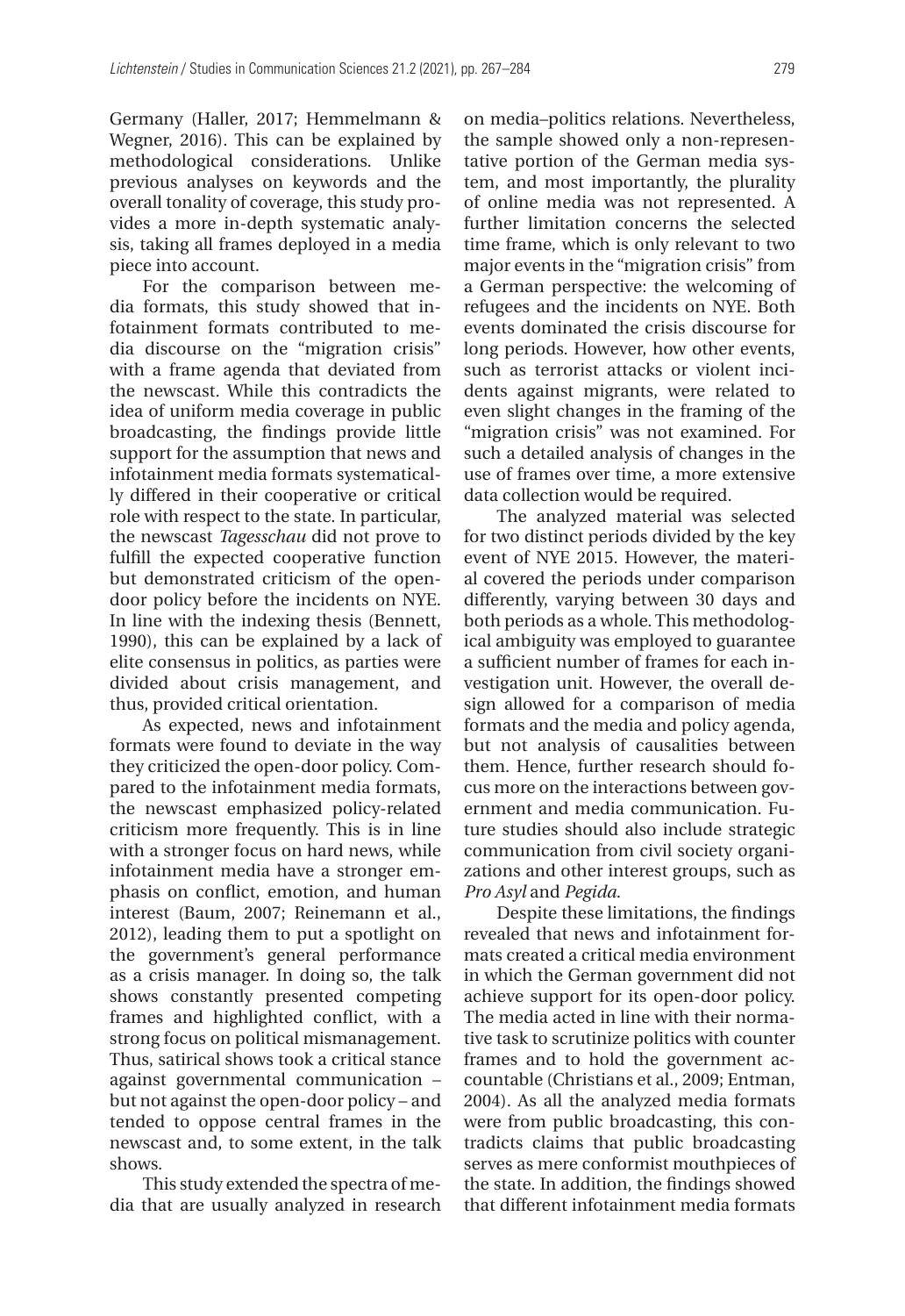Germany (Haller, 2017; Hemmelmann & Wegner, 2016). This can be explained by methodological considerations. Unlike previous analyses on keywords and the overall tonality of coverage, this study provides a more in-depth systematic analysis, taking all frames deployed in a media piece into account.

For the comparison between media formats, this study showed that infotainment formats contributed to media discourse on the "migration crisis" with a frame agenda that deviated from the newscast. While this contradicts the idea of uniform media coverage in public broadcasting, the findings provide little support for the assumption that news and infotainment media formats systematically differed in their cooperative or critical role with respect to the state. In particular, the newscast *Tagesschau* did not prove to fulfill the expected cooperative function but demonstrated criticism of the open-door policy before the incidents on NYE. In line with the indexing thesis (Bennett, 1990), this can be explained by a lack of elite consensus in politics, as parties were divided about crisis management, and thus, provided critical orientation.

As expected, news and infotainment formats were found to deviate in the way they criticized the open-door policy. Compared to the infotainment media formats, the newscast emphasized policy-related criticism more frequently. This is in line with a stronger focus on hard news, while infotainment media have a stronger emphasis on conflict, emotion, and human interest (Baum, 2007; Reinemann et al., 2012), leading them to put a spotlight on the government's general performance as a crisis manager. In doing so, the talk shows constantly presented competing frames and highlighted conflict, with a strong focus on political mismanagement. Thus, satirical shows took a critical stance against governmental communication – but not against the open-door policy – and tended to oppose central frames in the newscast and, to some extent, in the talk shows.

This study extended the spectra of media that are usually analyzed in research on media–politics relations. Nevertheless, the sample showed only a non-representative portion of the German media system, and most importantly, the plurality of online media was not represented. A further limitation concerns the selected time frame, which is only relevant to two major events in the "migration crisis" from a German perspective: the welcoming of refugees and the incidents on NYE. Both events dominated the crisis discourse for long periods. However, how other events, such as terrorist attacks or violent incidents against migrants, were related to even slight changes in the framing of the "migration crisis" was not examined. For such a detailed analysis of changes in the use of frames over time, a more extensive data collection would be required.

The analyzed material was selected for two distinct periods divided by the key event of NYE 2015. However, the material covered the periods under comparison differently, varying between 30 days and both periods as a whole. This methodological ambiguity was employed to guarantee a sufficient number of frames for each investigation unit. However, the overall design allowed for a comparison of media formats and the media and policy agenda, but not analysis of causalities between them. Hence, further research should focus more on the interactions between government and media communication. Future studies should also include strategic communication from civil society organizations and other interest groups, such as *Pro Asyl* and *Pegida*.

Despite these limitations, the findings revealed that news and infotainment formats created a critical media environment in which the German government did not achieve support for its open-door policy. The media acted in line with their normative task to scrutinize politics with counter frames and to hold the government accountable (Christians et al., 2009; Entman, 2004). As all the analyzed media formats were from public broadcasting, this contradicts claims that public broadcasting serves as mere conformist mouthpieces of the state. In addition, the findings showed that different infotainment media formats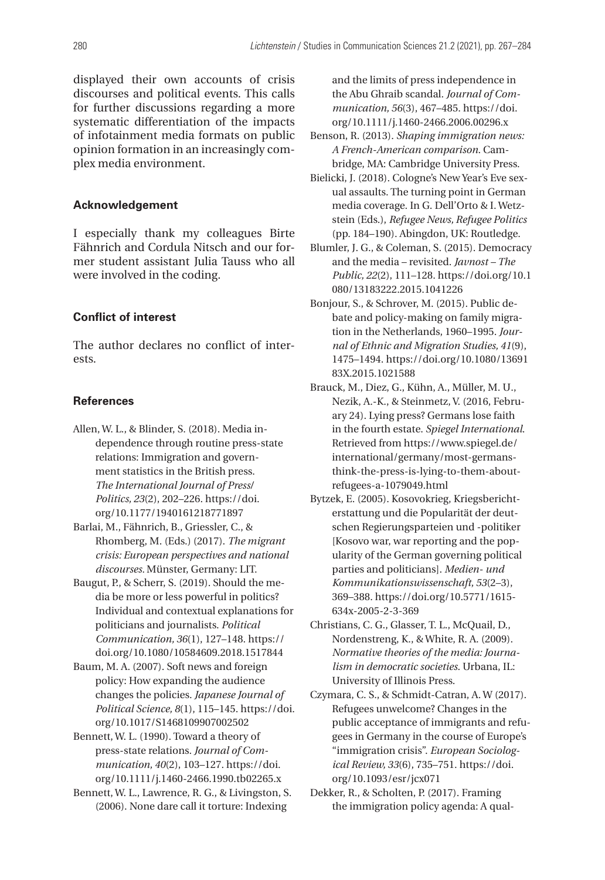displayed their own accounts of crisis discourses and political events. This calls for further discussions regarding a more systematic differentiation of the impacts of infotainment media formats on public opinion formation in an increasingly complex media environment.

## Acknowledgement

I especially thank my colleagues Birte Fähnrich and Cordula Nitsch and our former student assistant Julia Tauss who all were involved in the coding.

## Conflict of interest

The author declares no conflict of interests.

## References

Allen, W. L., & Blinder, S. (2018). Media independence through routine press-state relations: Immigration and government statistics in the British press. *The International Journal of Press/Politics, 23*(2), 202–226. https://doi.org/10.1177/1940161218771897

Barlai, M., Fähnrich, B., Griessler, C., & Rhomberg, M. (Eds.) (2017). *The migrant crisis: European perspectives and national discourses.* Münster, Germany: LIT.

Baugut, P., & Scherr, S. (2019). Should the media be more or less powerful in politics? Individual and contextual explanations for politicians and journalists. *Political Communication, 36*(1), 127–148. https://doi.org/10.1080/10584609.2018.1517844

Baum, M. A. (2007). Soft news and foreign policy: How expanding the audience changes the policies. *Japanese Journal of Political Science, 8*(1), 115–145. https://doi.org/10.1017/S1468109907002502

Bennett, W. L. (1990). Toward a theory of press-state relations. *Journal of Communication, 40*(2), 103–127. https://doi.org/10.1111/j.1460-2466.1990.tb02265.x

Bennett, W. L., Lawrence, R. G., & Livingston, S. (2006). None dare call it torture: Indexing and the limits of press independence in the Abu Ghraib scandal. *Journal of Communication, 56*(3), 467–485. https://doi.org/10.1111/j.1460-2466.2006.00296.x

Benson, R. (2013). *Shaping immigration news: A French-American comparison.* Cambridge, MA: Cambridge University Press.

Bielicki, J. (2018). Cologne's New Year's Eve sexual assaults. The turning point in German media coverage. In G. Dell'Orto & I. Wetzstein (Eds.), *Refugee News, Refugee Politics* (pp. 184–190). Abingdon, UK: Routledge.

Blumler, J. G., & Coleman, S. (2015). Democracy and the media – revisited. *Javnost – The Public, 22*(2), 111–128. https://doi.org/10.1080/13183222.2015.1041226

Bonjour, S., & Schrover, M. (2015). Public debate and policy-making on family migration in the Netherlands, 1960–1995. *Journal of Ethnic and Migration Studies, 41*(9), 1475–1494. https://doi.org/10.1080/1369183X.2015.1021588

Brauck, M., Diez, G., Kühn, A., Müller, M. U., Nezik, A.-K., & Steinmetz, V. (2016, February 24). Lying press? Germans lose faith in the fourth estate. *Spiegel International.* Retrieved from https://www.spiegel.de/international/germany/most-germans-think-the-press-is-lying-to-them-about-refugees-a-1079049.html

Bytzek, E. (2005). Kosovokrieg, Kriegsberichterstattung und die Popularität der deutschen Regierungsparteien und -politiker [Kosovo war, war reporting and the popularity of the German governing political parties and politicians]. *Medien- und Kommunikationswissenschaft, 53*(2–3), 369–388. https://doi.org/10.5771/1615-634x-2005-2-3-369

Christians, C. G., Glasser, T. L., McQuail, D., Nordenstreng, K., & White, R. A. (2009). *Normative theories of the media: Journalism in democratic societies.* Urbana, IL: University of Illinois Press.

Czymara, C. S., & Schmidt-Catran, A. W (2017). Refugees unwelcome? Changes in the public acceptance of immigrants and refugees in Germany in the course of Europe's "immigration crisis". *European Sociological Review, 33*(6), 735–751. https://doi.org/10.1093/esr/jcx071

Dekker, R., & Scholten, P. (2017). Framing the immigration policy agenda: A qual-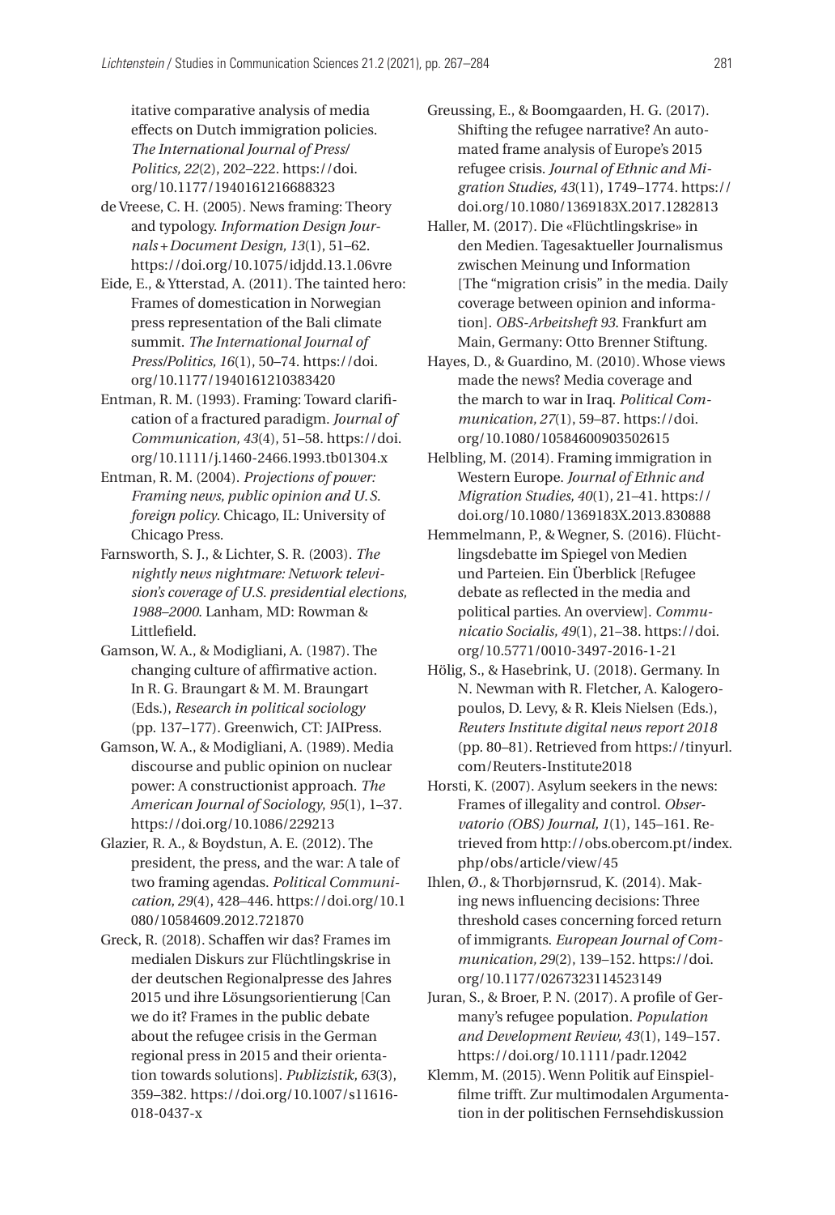itative comparative analysis of media effects on Dutch immigration policies. *The International Journal of Press/Politics, 22*(2), 202–222. https://doi.org/10.1177/1940161216688323

de Vreese, C. H. (2005). News framing: Theory and typology. *Information Design Journals + Document Design, 13*(1), 51–62. https://doi.org/10.1075/idjdd.13.1.06vre

Eide, E., & Ytterstad, A. (2011). The tainted hero: Frames of domestication in Norwegian press representation of the Bali climate summit. *The International Journal of Press/Politics, 16*(1), 50–74. https://doi.org/10.1177/1940161210383420

Entman, R. M. (1993). Framing: Toward clarification of a fractured paradigm. *Journal of Communication, 43*(4), 51–58. https://doi.org/10.1111/j.1460-2466.1993.tb01304.x

Entman, R. M. (2004). *Projections of power: Framing news, public opinion and U.S. foreign policy*. Chicago, IL: University of Chicago Press.

Farnsworth, S. J., & Lichter, S. R. (2003). *The nightly news nightmare: Network television's coverage of U.S. presidential elections, 1988–2000*. Lanham, MD: Rowman & Littlefield.

Gamson, W. A., & Modigliani, A. (1987). The changing culture of affirmative action. In R. G. Braungart & M. M. Braungart (Eds.), *Research in political sociology* (pp. 137–177). Greenwich, CT: JAIPress.

Gamson, W. A., & Modigliani, A. (1989). Media discourse and public opinion on nuclear power: A constructionist approach. *The American Journal of Sociology, 95*(1), 1–37. https://doi.org/10.1086/229213

Glazier, R. A., & Boydstun, A. E. (2012). The president, the press, and the war: A tale of two framing agendas. *Political Communication, 29*(4), 428–446. https://doi.org/10.1080/10584609.2012.721870

Greck, R. (2018). Schaffen wir das? Frames im medialen Diskurs zur Flüchtlingskrise in der deutschen Regionalpresse des Jahres 2015 und ihre Lösungsorientierung [Can we do it? Frames in the public debate about the refugee crisis in the German regional press in 2015 and their orientation towards solutions]. *Publizistik, 63*(3), 359–382. https://doi.org/10.1007/s11616-018-0437-x

Greussing, E., & Boomgaarden, H. G. (2017). Shifting the refugee narrative? An automated frame analysis of Europe's 2015 refugee crisis. *Journal of Ethnic and Migration Studies, 43*(11), 1749–1774. https://doi.org/10.1080/1369183X.2017.1282813

Haller, M. (2017). Die «Flüchtlingskrise» in den Medien. Tagesaktueller Journalismus zwischen Meinung und Information [The "migration crisis" in the media. Daily coverage between opinion and information]. *OBS-Arbeitsheft 93*. Frankfurt am Main, Germany: Otto Brenner Stiftung.

Hayes, D., & Guardino, M. (2010). Whose views made the news? Media coverage and the march to war in Iraq. *Political Communication, 27*(1), 59–87. https://doi.org/10.1080/10584600903502615

Helbling, M. (2014). Framing immigration in Western Europe. *Journal of Ethnic and Migration Studies, 40*(1), 21–41. https://doi.org/10.1080/1369183X.2013.830888

Hemmelmann, P., & Wegner, S. (2016). Flüchtlingsdebatte im Spiegel von Medien und Parteien. Ein Überblick [Refugee debate as reflected in the media and political parties. An overview]. *Communicatio Socialis, 49*(1), 21–38. https://doi.org/10.5771/0010-3497-2016-1-21

Hölig, S., & Hasebrink, U. (2018). Germany. In N. Newman with R. Fletcher, A. Kalogeropoulos, D. Levy, & R. Kleis Nielsen (Eds.), *Reuters Institute digital news report 2018* (pp. 80–81). Retrieved from https://tinyurl.com/Reuters-Institute2018

Horsti, K. (2007). Asylum seekers in the news: Frames of illegality and control. *Observatorio (OBS) Journal, 1*(1), 145–161. Retrieved from http://obs.obercom.pt/index.php/obs/article/view/45

Ihlen, Ø., & Thorbjørnsrud, K. (2014). Making news influencing decisions: Three threshold cases concerning forced return of immigrants. *European Journal of Communication, 29*(2), 139–152. https://doi.org/10.1177/0267323114523149

Juran, S., & Broer, P. N. (2017). A profile of Germany's refugee population. *Population and Development Review, 43*(1), 149–157. https://doi.org/10.1111/padr.12042

Klemm, M. (2015). Wenn Politik auf Einspielfilme trifft. Zur multimodalen Argumentation in der politischen Fernsehdiskussion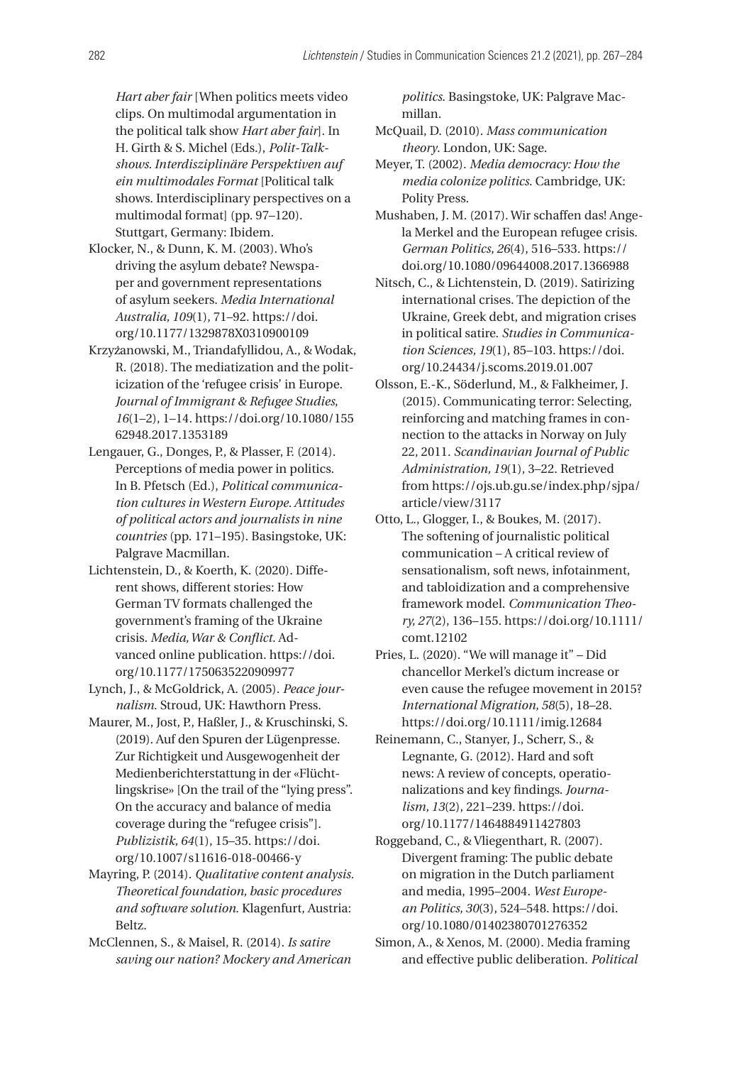*Hart aber fair* [When politics meets video clips. On multimodal argumentation in the political talk show *Hart aber fair*]. In H. Girth & S. Michel (Eds.), *Polit-Talkshows. Interdisziplinäre Perspektiven auf ein multimodales Format* [Political talk shows. Interdisciplinary perspectives on a multimodal format] (pp. 97–120). Stuttgart, Germany: Ibidem.

Klocker, N., & Dunn, K. M. (2003). Who's driving the asylum debate? Newspaper and government representations of asylum seekers. *Media International Australia, 109*(1), 71–92. https://doi.org/10.1177/1329878X0310900109

Krzyżanowski, M., Triandafyllidou, A., & Wodak, R. (2018). The mediatization and the politicization of the 'refugee crisis' in Europe. *Journal of Immigrant & Refugee Studies, 16*(1–2), 1–14. https://doi.org/10.1080/15562948.2017.1353189

Lengauer, G., Donges, P., & Plasser, F. (2014). Perceptions of media power in politics. In B. Pfetsch (Ed.), *Political communication cultures in Western Europe. Attitudes of political actors and journalists in nine countries* (pp. 171–195). Basingstoke, UK: Palgrave Macmillan.

Lichtenstein, D., & Koerth, K. (2020). Different shows, different stories: How German TV formats challenged the government's framing of the Ukraine crisis. *Media, War & Conflict*. Advanced online publication. https://doi.org/10.1177/1750635220909977

Lynch, J., & McGoldrick, A. (2005). *Peace journalism*. Stroud, UK: Hawthorn Press.

Maurer, M., Jost, P., Haßler, J., & Kruschinski, S. (2019). Auf den Spuren der Lügenpresse. Zur Richtigkeit und Ausgewogenheit der Medienberichterstattung in der «Flüchtlingskrise» [On the trail of the "lying press". On the accuracy and balance of media coverage during the "refugee crisis"]. *Publizistik, 64*(1), 15–35. https://doi.org/10.1007/s11616-018-00466-y

Mayring, P. (2014). *Qualitative content analysis. Theoretical foundation, basic procedures and software solution*. Klagenfurt, Austria: Beltz.

McClennen, S., & Maisel, R. (2014). *Is satire saving our nation? Mockery and American politics*. Basingstoke, UK: Palgrave Macmillan.

McQuail, D. (2010). *Mass communication theory*. London, UK: Sage.

Meyer, T. (2002). *Media democracy: How the media colonize politics*. Cambridge, UK: Polity Press.

Mushaben, J. M. (2017). Wir schaffen das! Angela Merkel and the European refugee crisis. *German Politics, 26*(4), 516–533. https://doi.org/10.1080/09644008.2017.1366988

Nitsch, C., & Lichtenstein, D. (2019). Satirizing international crises. The depiction of the Ukraine, Greek debt, and migration crises in political satire. *Studies in Communication Sciences, 19*(1), 85–103. https://doi.org/10.24434/j.scoms.2019.01.007

Olsson, E.-K., Söderlund, M., & Falkheimer, J. (2015). Communicating terror: Selecting, reinforcing and matching frames in connection to the attacks in Norway on July 22, 2011. *Scandinavian Journal of Public Administration, 19*(1), 3–22. Retrieved from https://ojs.ub.gu.se/index.php/sjpa/article/view/3117

Otto, L., Glogger, I., & Boukes, M. (2017). The softening of journalistic political communication – A critical review of sensationalism, soft news, infotainment, and tabloidization and a comprehensive framework model. *Communication Theory, 27*(2), 136–155. https://doi.org/10.1111/comt.12102

Pries, L. (2020). "We will manage it" – Did chancellor Merkel's dictum increase or even cause the refugee movement in 2015? *International Migration, 58*(5), 18–28. https://doi.org/10.1111/imig.12684

Reinemann, C., Stanyer, J., Scherr, S., & Legnante, G. (2012). Hard and soft news: A review of concepts, operationalizations and key findings. *Journalism, 13*(2), 221–239. https://doi.org/10.1177/1464884911427803

Roggeband, C., & Vliegenthart, R. (2007). Divergent framing: The public debate on migration in the Dutch parliament and media, 1995–2004. *West European Politics, 30*(3), 524–548. https://doi.org/10.1080/01402380701276352

Simon, A., & Xenos, M. (2000). Media framing and effective public deliberation. *Political*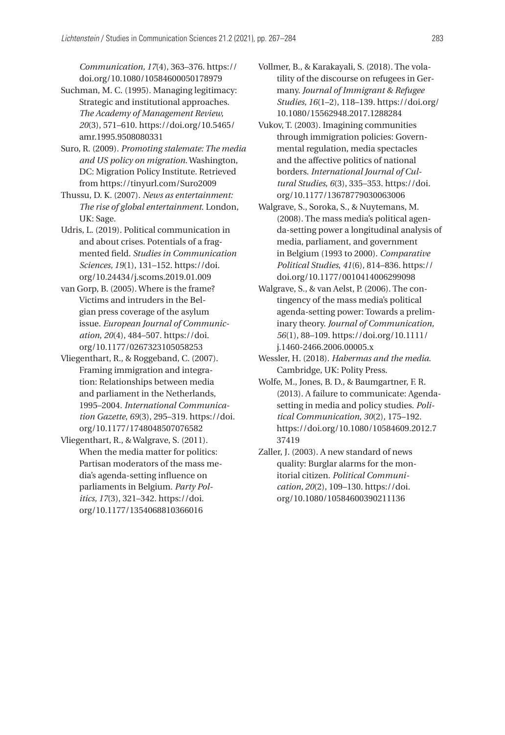*Communication, 17*(4), 363–376. https://doi.org/10.1080/10584600050178979

Suchman, M. C. (1995). Managing legitimacy: Strategic and institutional approaches. *The Academy of Management Review, 20*(3), 571–610. https://doi.org/10.5465/amr.1995.9508080331

Suro, R. (2009). *Promoting stalemate: The media and US policy on migration.* Washington, DC: Migration Policy Institute. Retrieved from https://tinyurl.com/Suro2009

Thussu, D. K. (2007). *News as entertainment: The rise of global entertainment.* London, UK: Sage.

Udris, L. (2019). Political communication in and about crises. Potentials of a fragmented field. *Studies in Communication Sciences, 19*(1), 131–152. https://doi.org/10.24434/j.scoms.2019.01.009

van Gorp, B. (2005). Where is the frame? Victims and intruders in the Belgian press coverage of the asylum issue. *European Journal of Communication*, *20*(4), 484–507. https://doi.org/10.1177/0267323105058253

Vliegenthart, R., & Roggeband, C. (2007). Framing immigration and integration: Relationships between media and parliament in the Netherlands, 1995–2004. *International Communication Gazette*, *69*(3), 295–319. https://doi.org/10.1177/1748048507076582

Vliegenthart, R., & Walgrave, S. (2011). When the media matter for politics: Partisan moderators of the mass media's agenda-setting influence on parliaments in Belgium. *Party Politics, 17*(3), 321–342. https://doi.org/10.1177/1354068810366016

Vollmer, B., & Karakayali, S. (2018). The volatility of the discourse on refugees in Germany. *Journal of Immigrant & Refugee Studies, 16*(1–2), 118–139. https://doi.org/10.1080/15562948.2017.1288284

Vukov, T. (2003). Imagining communities through immigration policies: Governmental regulation, media spectacles and the affective politics of national borders. *International Journal of Cultural Studies*, *6*(3), 335–353. https://doi.org/10.1177/13678779030063006

Walgrave, S., Soroka, S., & Nuytemans, M. (2008). The mass media's political agenda-setting power a longitudinal analysis of media, parliament, and government in Belgium (1993 to 2000). *Comparative Political Studies*, *41*(6), 814–836. https://doi.org/10.1177/0010414006299098

Walgrave, S., & van Aelst, P. (2006). The contingency of the mass media's political agenda-setting power: Towards a preliminary theory. *Journal of Communication, 56*(1), 88–109. https://doi.org/10.1111/j.1460-2466.2006.00005.x

Wessler, H. (2018). *Habermas and the media*. Cambridge, UK: Polity Press.

Wolfe, M., Jones, B. D., & Baumgartner, F. R. (2013). A failure to communicate: Agenda-setting in media and policy studies. *Political Communication*, *30*(2), 175–192. https://doi.org/10.1080/10584609.2012.737419

Zaller, J. (2003). A new standard of news quality: Burglar alarms for the monitorial citizen. *Political Communication, 20*(2), 109–130. https://doi.org/10.1080/10584600390211136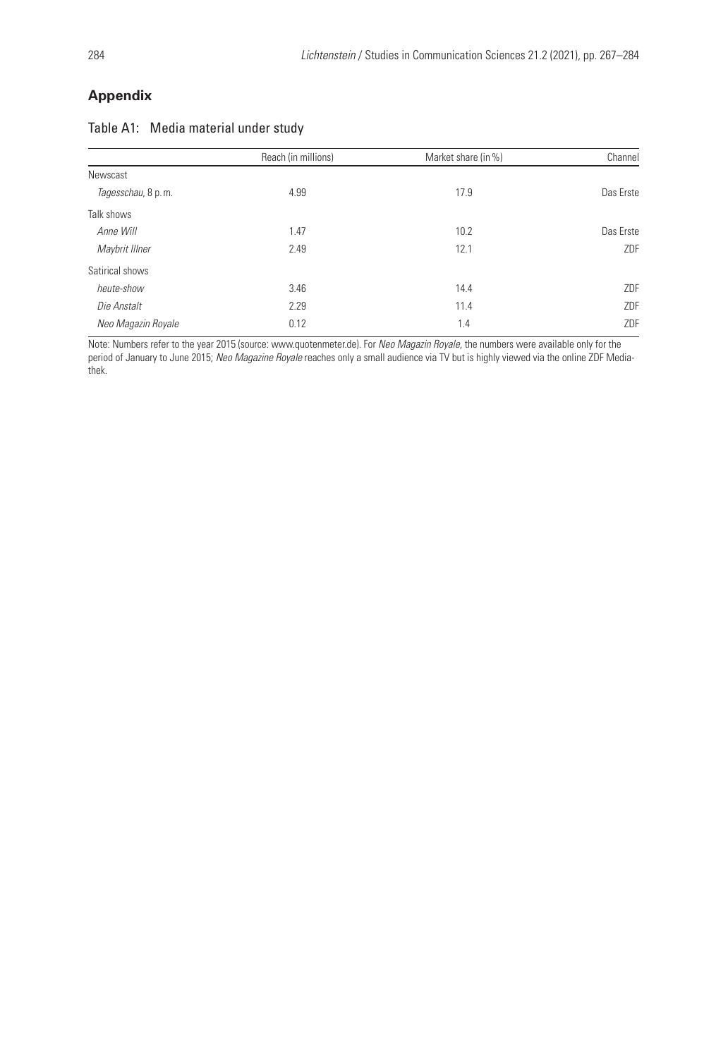## Appendix

Table A1: Media material under study

| | Reach (in millions) | Market share (in %) | Channel |
|---|---|---|---|
| Newscast | | | |
| *Tagesschau*, 8 p.m. | 4.99 | 17.9 | Das Erste |
| Talk shows | | | |
| *Anne Will* | 1.47 | 10.2 | Das Erste |
| *Maybrit Illner* | 2.49 | 12.1 | ZDF |
| Satirical shows | | | |
| *heute-show* | 3.46 | 14.4 | ZDF |
| *Die Anstalt* | 2.29 | 11.4 | ZDF |
| *Neo Magazin Royale* | 0.12 | 1.4 | ZDF |

Note: Numbers refer to the year 2015 (source: www.quotenmeter.de). For *Neo Magazin Royale*, the numbers were available only for the period of January to June 2015; *Neo Magazine Royale* reaches only a small audience via TV but is highly viewed via the online ZDF Mediathek.